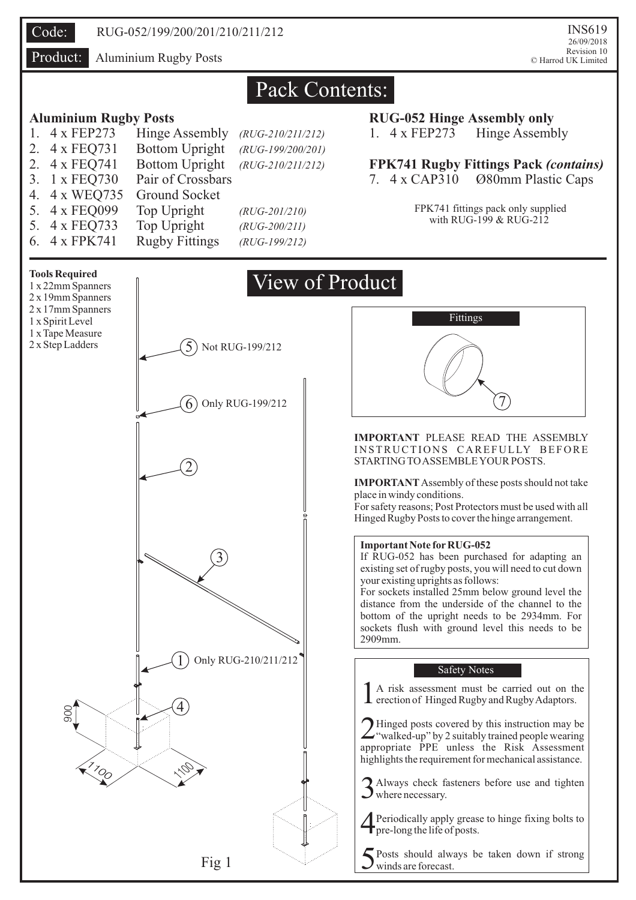**Code:** RUG-052/199/200/201/210/211/212

**Product:** Aluminium Rugby Posts

INS619
26/09/2018
Revision 10
© Harrod UK Limited

# Pack Contents:

## Aluminium Rugby Posts

| No. | Qty & Code | Description | Applies to |
|---|---|---|---|
| 1. | 4 x FEP273 | Hinge Assembly | *(RUG-210/211/212)* |
| 2. | 4 x FEQ731 | Bottom Upright | *(RUG-199/200/201)* |
| 2. | 4 x FEQ741 | Bottom Upright | *(RUG-210/211/212)* |
| 3. | 1 x FEQ730 | Pair of Crossbars | |
| 4. | 4 x WEQ735 | Ground Socket | |
| 5. | 4 x FEQ099 | Top Upright | *(RUG-201/210)* |
| 5. | 4 x FEQ733 | Top Upright | *(RUG-200/211)* |
| 6. | 4 x FPK741 | Rugby Fittings | *(RUG-199/212)* |

## RUG-052 Hinge Assembly only

1. 4 x FEP273 Hinge Assembly

## FPK741 Rugby Fittings Pack *(contains)*

7. 4 x CAP310 Ø80mm Plastic Caps

FPK741 fittings pack only supplied with RUG-199 & RUG-212

**Tools Required**
- 1 x 22mm Spanners
- 2 x 19mm Spanners
- 2 x 17mm Spanners
- 1 x Spirit Level
- 1 x Tape Measure
- 2 x Step Ladders

# View of Product

(5) Not RUG-199/212

(6) Only RUG-199/212

(2)

(3)

(1) Only RUG-210/211/212

(4)

900

1100

1100

Fig 1

Fittings

(7)

**IMPORTANT** PLEASE READ THE ASSEMBLY INSTRUCTIONS CAREFULLY BEFORE STARTING TO ASSEMBLE YOUR POSTS.

**IMPORTANT** Assembly of these posts should not take place in windy conditions.
For safety reasons; Post Protectors must be used with all Hinged Rugby Posts to cover the hinge arrangement.

**Important Note for RUG-052**
If RUG-052 has been purchased for adapting an existing set of rugby posts, you will need to cut down your existing uprights as follows:
For sockets installed 25mm below ground level the distance from the underside of the channel to the bottom of the upright needs to be 2934mm. For sockets flush with ground level this needs to be 2909mm.

## Safety Notes

1. A risk assessment must be carried out on the erection of Hinged Rugby and Rugby Adaptors.
2. Hinged posts covered by this instruction may be "walked-up" by 2 suitably trained people wearing appropriate PPE unless the Risk Assessment highlights the requirement for mechanical assistance.
3. Always check fasteners before use and tighten where necessary.
4. Periodically apply grease to hinge fixing bolts to pre-long the life of posts.
5. Posts should always be taken down if strong winds are forecast.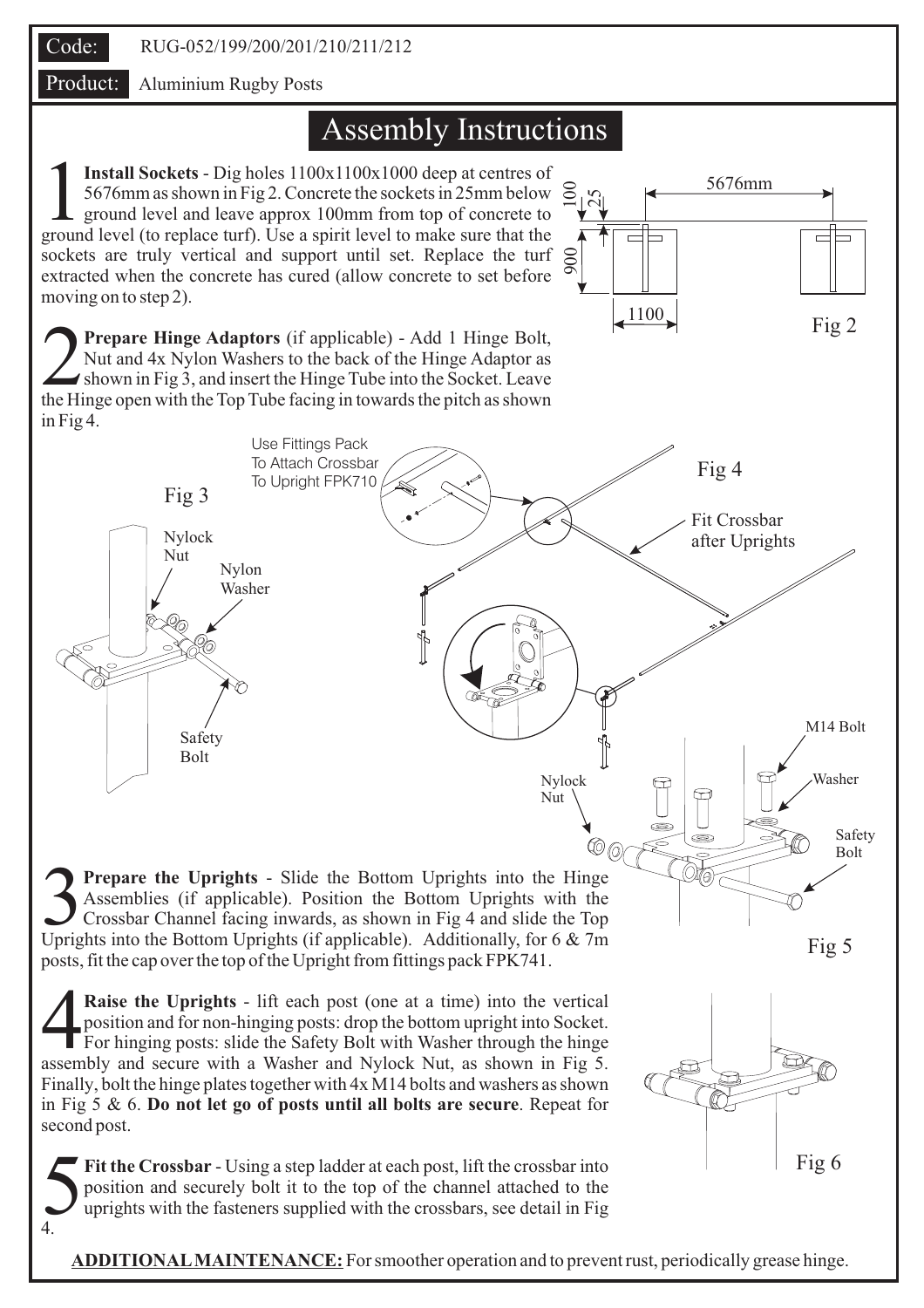Code: RUG-052/199/200/201/210/211/212

Product: Aluminium Rugby Posts

# Assembly Instructions

**1 Install Sockets** - Dig holes 1100x1100x1000 deep at centres of 5676mm as shown in Fig 2. Concrete the sockets in 25mm below ground level and leave approx 100mm from top of concrete to ground level (to replace turf). Use a spirit level to make sure that the sockets are truly vertical and support until set. Replace the turf extracted when the concrete has cured (allow concrete to set before moving on to step 2).

100
25
5676mm
900
1100

Fig 2

**2 Prepare Hinge Adaptors** (if applicable) - Add 1 Hinge Bolt, Nut and 4x Nylon Washers to the back of the Hinge Adaptor as shown in Fig 3, and insert the Hinge Tube into the Socket. Leave the Hinge open with the Top Tube facing in towards the pitch as shown in Fig 4.

Fig 3

Nylock Nut

Nylon Washer

Safety Bolt

Use Fittings Pack To Attach Crossbar To Upright FPK710

Fig 4

Fit Crossbar after Uprights

M14 Bolt

Washer

Nylock Nut

Safety Bolt

Fig 5

**3 Prepare the Uprights** - Slide the Bottom Uprights into the Hinge Assemblies (if applicable). Position the Bottom Uprights with the Crossbar Channel facing inwards, as shown in Fig 4 and slide the Top Uprights into the Bottom Uprights (if applicable). Additionally, for 6 & 7m posts, fit the cap over the top of the Upright from fittings pack FPK741.

**4 Raise the Uprights** - lift each post (one at a time) into the vertical position and for non-hinging posts: drop the bottom upright into Socket. For hinging posts: slide the Safety Bolt with Washer through the hinge assembly and secure with a Washer and Nylock Nut, as shown in Fig 5. Finally, bolt the hinge plates together with 4x M14 bolts and washers as shown in Fig 5 & 6. **Do not let go of posts until all bolts are secure**. Repeat for second post.

Fig 6

**5 Fit the Crossbar** - Using a step ladder at each post, lift the crossbar into position and securely bolt it to the top of the channel attached to the uprights with the fasteners supplied with the crossbars, see detail in Fig 4.

**ADDITIONAL MAINTENANCE:** For smoother operation and to prevent rust, periodically grease hinge.